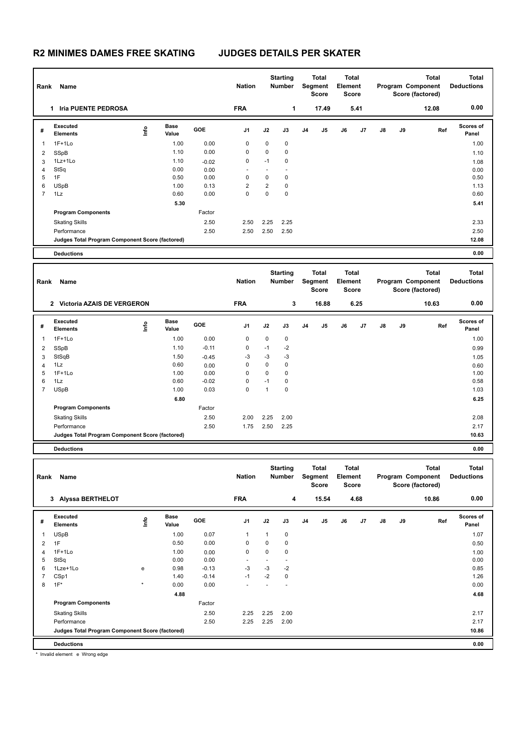# R2 MINIMES DAMES FREE SKATING JUDGES DETAILS PER SKATER

| Rank | Name | Nation | Starting Number | Total Segment Score | Total Element Score | Total Program Component Score (factored) | Total Deductions |
|---|---|---|---|---|---|---|---|
| 1 | Iria PUENTE PEDROSA | FRA | 1 | 17.49 | 5.41 | 12.08 | 0.00 |

| # | Executed Elements | Info | Base Value | GOE | J1 | J2 | J3 | J4 | J5 | J6 | J7 | J8 | J9 | Ref | Scores of Panel |
|---|---|---|---|---|---|---|---|---|---|---|---|---|---|---|---|
| 1 | 1F+1Lo | | 1.00 | 0.00 | 0 | 0 | 0 | | | | | | | | 1.00 |
| 2 | SSpB | | 1.10 | 0.00 | 0 | 0 | 0 | | | | | | | | 1.10 |
| 3 | 1Lz+1Lo | | 1.10 | -0.02 | 0 | -1 | 0 | | | | | | | | 1.08 |
| 4 | StSq | | 0.00 | 0.00 | - | - | - | | | | | | | | 0.00 |
| 5 | 1F | | 0.50 | 0.00 | 0 | 0 | 0 | | | | | | | | 0.50 |
| 6 | USpB | | 1.00 | 0.13 | 2 | 2 | 0 | | | | | | | | 1.13 |
| 7 | 1Lz | | 0.60 | 0.00 | 0 | 0 | 0 | | | | | | | | 0.60 |
| | | | 5.30 | | | | | | | | | | | | 5.41 |
| | **Program Components** | | | Factor | | | | | | | | | | | |
| | Skating Skills | | | 2.50 | 2.50 | 2.25 | 2.25 | | | | | | | | 2.33 |
| | Performance | | | 2.50 | 2.50 | 2.50 | 2.50 | | | | | | | | 2.50 |
| | **Judges Total Program Component Score (factored)** | | | | | | | | | | | | | | 12.08 |
| | **Deductions** | | | | | | | | | | | | | | 0.00 |

| Rank | Name | Nation | Starting Number | Total Segment Score | Total Element Score | Total Program Component Score (factored) | Total Deductions |
|---|---|---|---|---|---|---|---|
| 2 | Victoria AZAIS DE VERGERON | FRA | 3 | 16.88 | 6.25 | 10.63 | 0.00 |

| # | Executed Elements | Info | Base Value | GOE | J1 | J2 | J3 | J4 | J5 | J6 | J7 | J8 | J9 | Ref | Scores of Panel |
|---|---|---|---|---|---|---|---|---|---|---|---|---|---|---|---|
| 1 | 1F+1Lo | | 1.00 | 0.00 | 0 | 0 | 0 | | | | | | | | 1.00 |
| 2 | SSpB | | 1.10 | -0.11 | 0 | -1 | -2 | | | | | | | | 0.99 |
| 3 | StSqB | | 1.50 | -0.45 | -3 | -3 | -3 | | | | | | | | 1.05 |
| 4 | 1Lz | | 0.60 | 0.00 | 0 | 0 | 0 | | | | | | | | 0.60 |
| 5 | 1F+1Lo | | 1.00 | 0.00 | 0 | 0 | 0 | | | | | | | | 1.00 |
| 6 | 1Lz | | 0.60 | -0.02 | 0 | -1 | 0 | | | | | | | | 0.58 |
| 7 | USpB | | 1.00 | 0.03 | 0 | 1 | 0 | | | | | | | | 1.03 |
| | | | 6.80 | | | | | | | | | | | | 6.25 |
| | **Program Components** | | | Factor | | | | | | | | | | | |
| | Skating Skills | | | 2.50 | 2.00 | 2.25 | 2.00 | | | | | | | | 2.08 |
| | Performance | | | 2.50 | 1.75 | 2.50 | 2.25 | | | | | | | | 2.17 |
| | **Judges Total Program Component Score (factored)** | | | | | | | | | | | | | | 10.63 |
| | **Deductions** | | | | | | | | | | | | | | 0.00 |

| Rank | Name | Nation | Starting Number | Total Segment Score | Total Element Score | Total Program Component Score (factored) | Total Deductions |
|---|---|---|---|---|---|---|---|
| 3 | Alyssa BERTHELOT | FRA | 4 | 15.54 | 4.68 | 10.86 | 0.00 |

| # | Executed Elements | Info | Base Value | GOE | J1 | J2 | J3 | J4 | J5 | J6 | J7 | J8 | J9 | Ref | Scores of Panel |
|---|---|---|---|---|---|---|---|---|---|---|---|---|---|---|---|
| 1 | USpB | | 1.00 | 0.07 | 1 | 1 | 0 | | | | | | | | 1.07 |
| 2 | 1F | | 0.50 | 0.00 | 0 | 0 | 0 | | | | | | | | 0.50 |
| 4 | 1F+1Lo | | 1.00 | 0.00 | 0 | 0 | 0 | | | | | | | | 1.00 |
| 5 | StSq | | 0.00 | 0.00 | - | - | - | | | | | | | | 0.00 |
| 6 | 1Lze+1Lo | e | 0.98 | -0.13 | -3 | -3 | -2 | | | | | | | | 0.85 |
| 7 | CSp1 | | 1.40 | -0.14 | -1 | -2 | 0 | | | | | | | | 1.26 |
| 8 | 1F* | * | 0.00 | 0.00 | - | - | - | | | | | | | | 0.00 |
| | | | 4.88 | | | | | | | | | | | | 4.68 |
| | **Program Components** | | | Factor | | | | | | | | | | | |
| | Skating Skills | | | 2.50 | 2.25 | 2.25 | 2.00 | | | | | | | | 2.17 |
| | Performance | | | 2.50 | 2.25 | 2.25 | 2.00 | | | | | | | | 2.17 |
| | **Judges Total Program Component Score (factored)** | | | | | | | | | | | | | | 10.86 |
| | **Deductions** | | | | | | | | | | | | | | 0.00 |

\* Invalid element e Wrong edge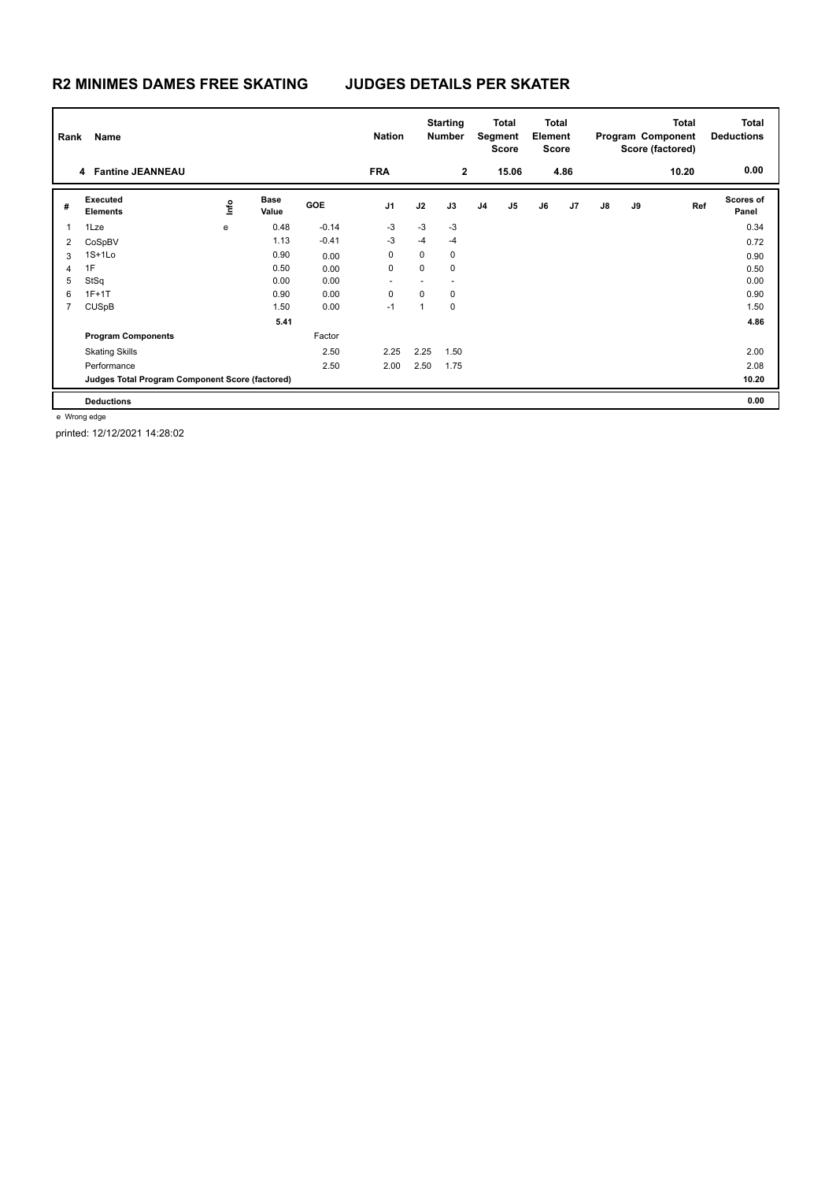# R2 MINIMES DAMES FREE SKATING JUDGES DETAILS PER SKATER

| Rank | Name | Nation | Starting Number | Total Segment Score | Total Element Score | Total Program Component Score (factored) | Total Deductions |
|---|---|---|---|---|---|---|---|
| 4 | Fantine JEANNEAU | FRA | 2 | 15.06 | 4.86 | 10.20 | 0.00 |

| # | Executed Elements | Info | Base Value | GOE | J1 | J2 | J3 | J4 | J5 | J6 | J7 | J8 | J9 | Ref | Scores of Panel |
|---|---|---|---|---|---|---|---|---|---|---|---|---|---|---|---|
| 1 | 1Lze | e | 0.48 | -0.14 | -3 | -3 | -3 | | | | | | | | 0.34 |
| 2 | CoSpBV | | 1.13 | -0.41 | -3 | -4 | -4 | | | | | | | | 0.72 |
| 3 | 1S+1Lo | | 0.90 | 0.00 | 0 | 0 | 0 | | | | | | | | 0.90 |
| 4 | 1F | | 0.50 | 0.00 | 0 | 0 | 0 | | | | | | | | 0.50 |
| 5 | StSq | | 0.00 | 0.00 | - | - | - | | | | | | | | 0.00 |
| 6 | 1F+1T | | 0.90 | 0.00 | 0 | 0 | 0 | | | | | | | | 0.90 |
| 7 | CUSpB | | 1.50 | 0.00 | -1 | 1 | 0 | | | | | | | | 1.50 |
| | | | 5.41 | | | | | | | | | | | | 4.86 |
| | **Program Components** | | | Factor | | | | | | | | | | | |
| | Skating Skills | | | 2.50 | 2.25 | 2.25 | 1.50 | | | | | | | | 2.00 |
| | Performance | | | 2.50 | 2.00 | 2.50 | 1.75 | | | | | | | | 2.08 |
| | **Judges Total Program Component Score (factored)** | | | | | | | | | | | | | | 10.20 |
| | **Deductions** | | | | | | | | | | | | | | 0.00 |

e Wrong edge

printed: 12/12/2021 14:28:02